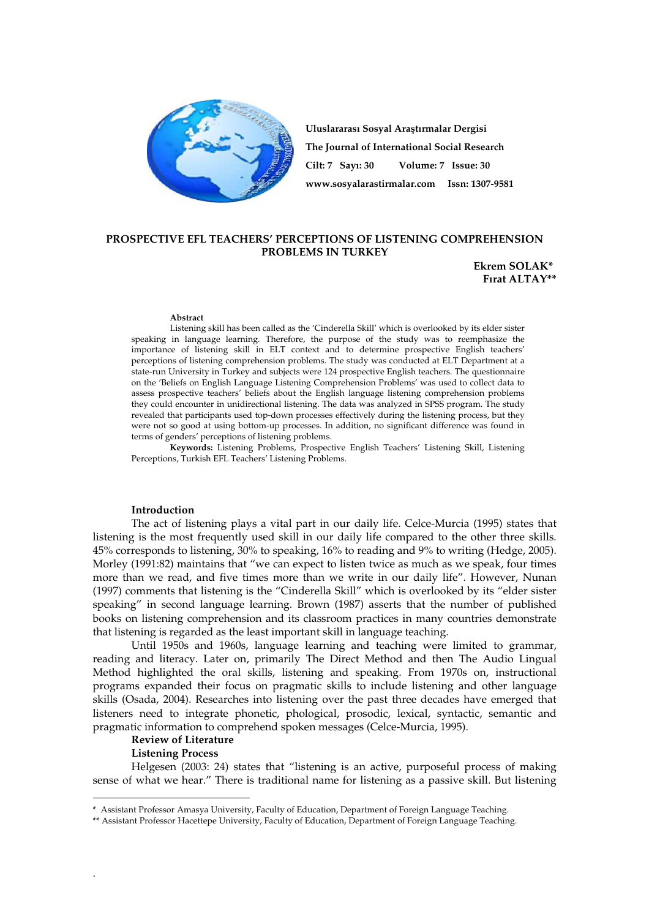Uluslararası Sosyal Araştırmalar Dergisi
The Journal of International Social Research
Cilt: 7 Sayı: 30 Volume: 7 Issue: 30
www.sosyalarastirmalar.com Issn: 1307-9581

# PROSPECTIVE EFL TEACHERS' PERCEPTIONS OF LISTENING COMPREHENSION PROBLEMS IN TURKEY

**Ekrem SOLAK***
**Fırat ALTAY****

**Abstract**

Listening skill has been called as the 'Cinderella Skill' which is overlooked by its elder sister speaking in language learning. Therefore, the purpose of the study was to reemphasize the importance of listening skill in ELT context and to determine prospective English teachers' perceptions of listening comprehension problems. The study was conducted at ELT Department at a state-run University in Turkey and subjects were 124 prospective English teachers. The questionnaire on the 'Beliefs on English Language Listening Comprehension Problems' was used to collect data to assess prospective teachers' beliefs about the English language listening comprehension problems they could encounter in unidirectional listening. The data was analyzed in SPSS program. The study revealed that participants used top-down processes effectively during the listening process, but they were not so good at using bottom-up processes. In addition, no significant difference was found in terms of genders' perceptions of listening problems.

**Keywords:** Listening Problems, Prospective English Teachers' Listening Skill, Listening Perceptions, Turkish EFL Teachers' Listening Problems.

## Introduction

The act of listening plays a vital part in our daily life. Celce-Murcia (1995) states that listening is the most frequently used skill in our daily life compared to the other three skills. 45% corresponds to listening, 30% to speaking, 16% to reading and 9% to writing (Hedge, 2005). Morley (1991:82) maintains that "we can expect to listen twice as much as we speak, four times more than we read, and five times more than we write in our daily life". However, Nunan (1997) comments that listening is the "Cinderella Skill" which is overlooked by its "elder sister speaking" in second language learning. Brown (1987) asserts that the number of published books on listening comprehension and its classroom practices in many countries demonstrate that listening is regarded as the least important skill in language teaching.

Until 1950s and 1960s, language learning and teaching were limited to grammar, reading and literacy. Later on, primarily The Direct Method and then The Audio Lingual Method highlighted the oral skills, listening and speaking. From 1970s on, instructional programs expanded their focus on pragmatic skills to include listening and other language skills (Osada, 2004). Researches into listening over the past three decades have emerged that listeners need to integrate phonetic, phological, prosodic, lexical, syntactic, semantic and pragmatic information to comprehend spoken messages (Celce-Murcia, 1995).

## Review of Literature

### Listening Process

Helgesen (2003: 24) states that "listening is an active, purposeful process of making sense of what we hear." There is traditional name for listening as a passive skill. But listening

---

\* Assistant Professor Amasya University, Faculty of Education, Department of Foreign Language Teaching.

\*\* Assistant Professor Hacettepe University, Faculty of Education, Department of Foreign Language Teaching.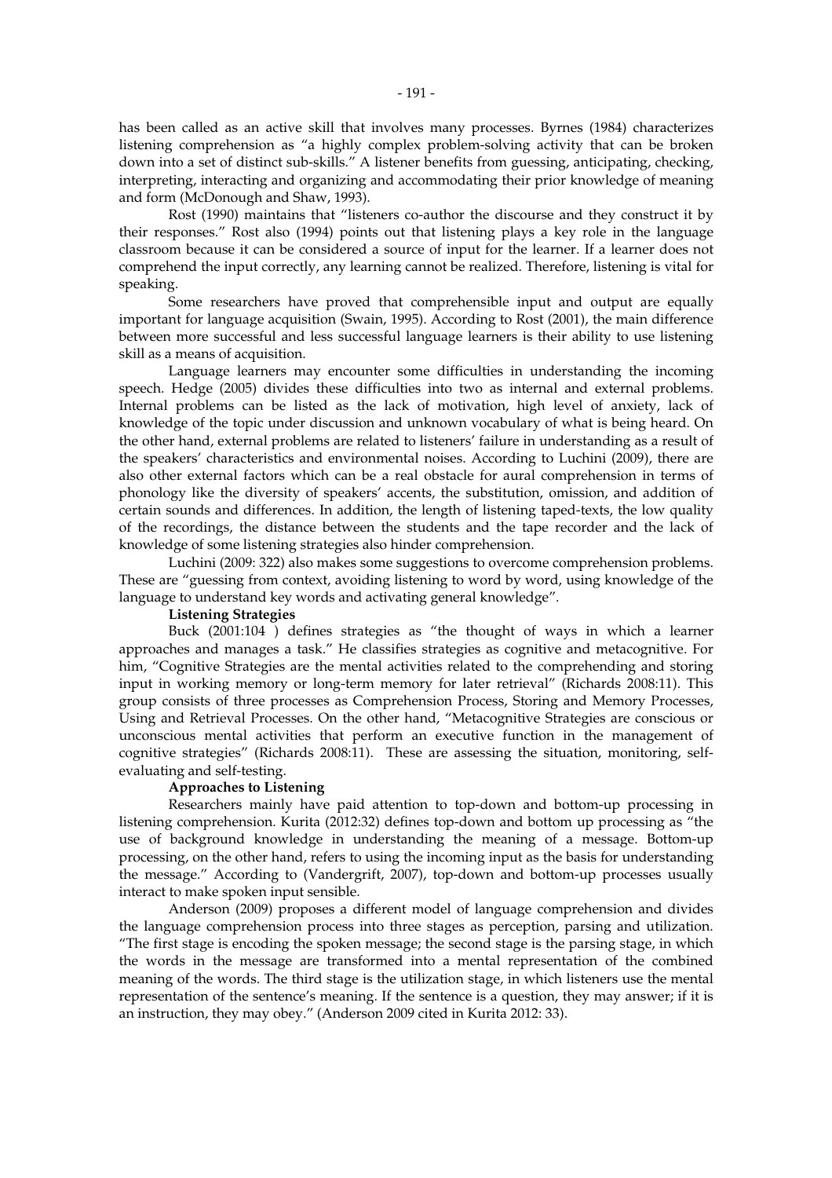has been called as an active skill that involves many processes. Byrnes (1984) characterizes listening comprehension as "a highly complex problem-solving activity that can be broken down into a set of distinct sub-skills." A listener benefits from guessing, anticipating, checking, interpreting, interacting and organizing and accommodating their prior knowledge of meaning and form (McDonough and Shaw, 1993).

Rost (1990) maintains that "listeners co-author the discourse and they construct it by their responses." Rost also (1994) points out that listening plays a key role in the language classroom because it can be considered a source of input for the learner. If a learner does not comprehend the input correctly, any learning cannot be realized. Therefore, listening is vital for speaking.

Some researchers have proved that comprehensible input and output are equally important for language acquisition (Swain, 1995). According to Rost (2001), the main difference between more successful and less successful language learners is their ability to use listening skill as a means of acquisition.

Language learners may encounter some difficulties in understanding the incoming speech. Hedge (2005) divides these difficulties into two as internal and external problems. Internal problems can be listed as the lack of motivation, high level of anxiety, lack of knowledge of the topic under discussion and unknown vocabulary of what is being heard. On the other hand, external problems are related to listeners' failure in understanding as a result of the speakers' characteristics and environmental noises. According to Luchini (2009), there are also other external factors which can be a real obstacle for aural comprehension in terms of phonology like the diversity of speakers' accents, the substitution, omission, and addition of certain sounds and differences. In addition, the length of listening taped-texts, the low quality of the recordings, the distance between the students and the tape recorder and the lack of knowledge of some listening strategies also hinder comprehension.

Luchini (2009: 322) also makes some suggestions to overcome comprehension problems. These are "guessing from context, avoiding listening to word by word, using knowledge of the language to understand key words and activating general knowledge".

**Listening Strategies**

Buck (2001:104 ) defines strategies as "the thought of ways in which a learner approaches and manages a task." He classifies strategies as cognitive and metacognitive. For him, "Cognitive Strategies are the mental activities related to the comprehending and storing input in working memory or long-term memory for later retrieval" (Richards 2008:11). This group consists of three processes as Comprehension Process, Storing and Memory Processes, Using and Retrieval Processes. On the other hand, "Metacognitive Strategies are conscious or unconscious mental activities that perform an executive function in the management of cognitive strategies" (Richards 2008:11). These are assessing the situation, monitoring, self-evaluating and self-testing.

**Approaches to Listening**

Researchers mainly have paid attention to top-down and bottom-up processing in listening comprehension. Kurita (2012:32) defines top-down and bottom up processing as "the use of background knowledge in understanding the meaning of a message. Bottom-up processing, on the other hand, refers to using the incoming input as the basis for understanding the message." According to (Vandergrift, 2007), top-down and bottom-up processes usually interact to make spoken input sensible.

Anderson (2009) proposes a different model of language comprehension and divides the language comprehension process into three stages as perception, parsing and utilization. "The first stage is encoding the spoken message; the second stage is the parsing stage, in which the words in the message are transformed into a mental representation of the combined meaning of the words. The third stage is the utilization stage, in which listeners use the mental representation of the sentence's meaning. If the sentence is a question, they may answer; if it is an instruction, they may obey." (Anderson 2009 cited in Kurita 2012: 33).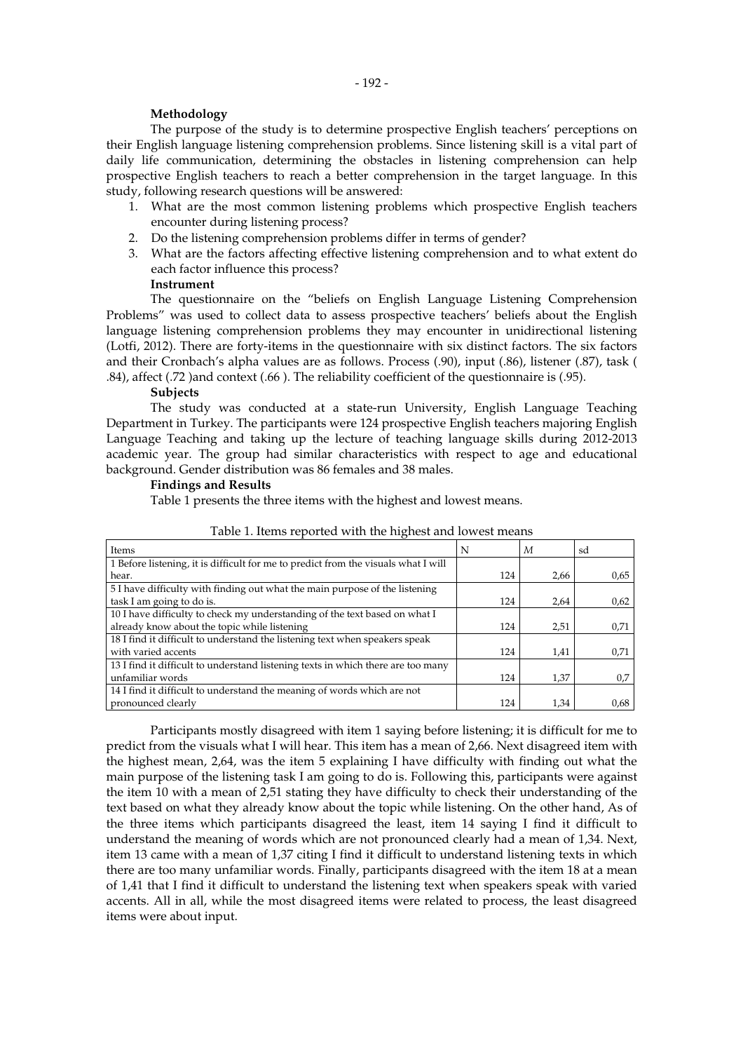**Methodology**

The purpose of the study is to determine prospective English teachers' perceptions on their English language listening comprehension problems. Since listening skill is a vital part of daily life communication, determining the obstacles in listening comprehension can help prospective English teachers to reach a better comprehension in the target language. In this study, following research questions will be answered:

1. What are the most common listening problems which prospective English teachers encounter during listening process?
2. Do the listening comprehension problems differ in terms of gender?
3. What are the factors affecting effective listening comprehension and to what extent do each factor influence this process?

**Instrument**

The questionnaire on the "beliefs on English Language Listening Comprehension Problems" was used to collect data to assess prospective teachers' beliefs about the English language listening comprehension problems they may encounter in unidirectional listening (Lotfi, 2012). There are forty-items in the questionnaire with six distinct factors. The six factors and their Cronbach's alpha values are as follows. Process (.90), input (.86), listener (.87), task ( .84), affect (.72 )and context (.66 ). The reliability coefficient of the questionnaire is (.95).

**Subjects**

The study was conducted at a state-run University, English Language Teaching Department in Turkey. The participants were 124 prospective English teachers majoring English Language Teaching and taking up the lecture of teaching language skills during 2012-2013 academic year. The group had similar characteristics with respect to age and educational background. Gender distribution was 86 females and 38 males.

**Findings and Results**

Table 1 presents the three items with the highest and lowest means.

Table 1. Items reported with the highest and lowest means

| Items | N | *M* | sd |
|---|---|---|---|
| 1 Before listening, it is difficult for me to predict from the visuals what I will hear. | 124 | 2,66 | 0,65 |
| 5 I have difficulty with finding out what the main purpose of the listening task I am going to do is. | 124 | 2,64 | 0,62 |
| 10 I have difficulty to check my understanding of the text based on what I already know about the topic while listening | 124 | 2,51 | 0,71 |
| 18 I find it difficult to understand the listening text when speakers speak with varied accents | 124 | 1,41 | 0,71 |
| 13 I find it difficult to understand listening texts in which there are too many unfamiliar words | 124 | 1,37 | 0,7 |
| 14 I find it difficult to understand the meaning of words which are not pronounced clearly | 124 | 1,34 | 0,68 |

Participants mostly disagreed with item 1 saying before listening; it is difficult for me to predict from the visuals what I will hear. This item has a mean of 2,66. Next disagreed item with the highest mean, 2,64, was the item 5 explaining I have difficulty with finding out what the main purpose of the listening task I am going to do is. Following this, participants were against the item 10 with a mean of 2,51 stating they have difficulty to check their understanding of the text based on what they already know about the topic while listening. On the other hand, As of the three items which participants disagreed the least, item 14 saying I find it difficult to understand the meaning of words which are not pronounced clearly had a mean of 1,34. Next, item 13 came with a mean of 1,37 citing I find it difficult to understand listening texts in which there are too many unfamiliar words. Finally, participants disagreed with the item 18 at a mean of 1,41 that I find it difficult to understand the listening text when speakers speak with varied accents. All in all, while the most disagreed items were related to process, the least disagreed items were about input.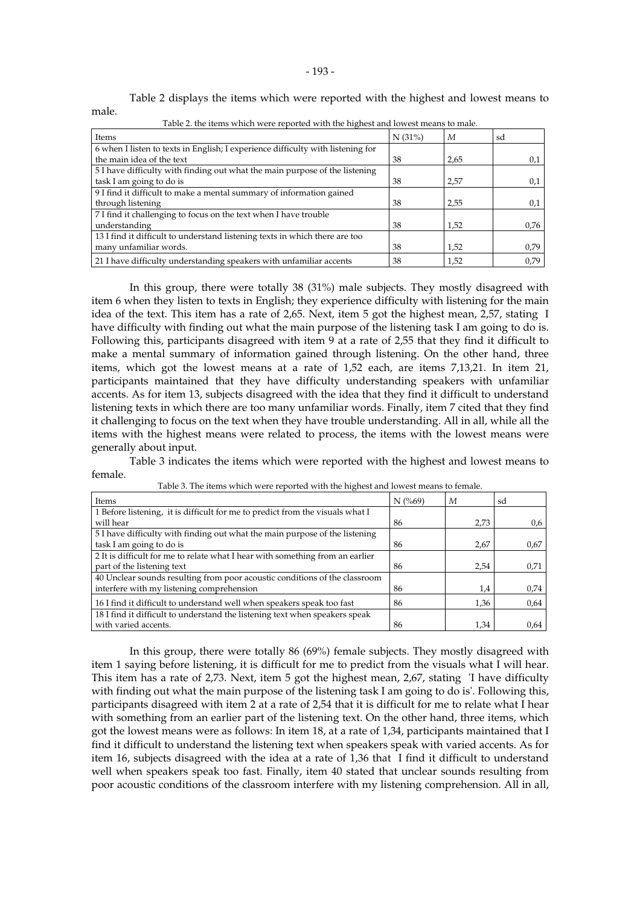Table 2 displays the items which were reported with the highest and lowest means to male.

Table 2. the items which were reported with the highest and lowest means to male.

| Items | N (31%) | *M* | sd |
|---|---|---|---|
| 6 when I listen to texts in English; I experience difficulty with listening for the main idea of the text | 38 | 2,65 | 0,1 |
| 5 I have difficulty with finding out what the main purpose of the listening task I am going to do is | 38 | 2,57 | 0,1 |
| 9 I find it difficult to make a mental summary of information gained through listening | 38 | 2,55 | 0,1 |
| 7 I find it challenging to focus on the text when I have trouble understanding | 38 | 1,52 | 0,76 |
| 13 I find it difficult to understand listening texts in which there are too many unfamiliar words. | 38 | 1,52 | 0,79 |
| 21 I have difficulty understanding speakers with unfamiliar accents | 38 | 1,52 | 0,79 |

In this group, there were totally 38 (31%) male subjects. They mostly disagreed with item 6 when they listen to texts in English; they experience difficulty with listening for the main idea of the text. This item has a rate of 2,65. Next, item 5 got the highest mean, 2,57, stating I have difficulty with finding out what the main purpose of the listening task I am going to do is. Following this, participants disagreed with item 9 at a rate of 2,55 that they find it difficult to make a mental summary of information gained through listening. On the other hand, three items, which got the lowest means at a rate of 1,52 each, are items 7,13,21. In item 21, participants maintained that they have difficulty understanding speakers with unfamiliar accents. As for item 13, subjects disagreed with the idea that they find it difficult to understand listening texts in which there are too many unfamiliar words. Finally, item 7 cited that they find it challenging to focus on the text when they have trouble understanding. All in all, while all the items with the highest means were related to process, the items with the lowest means were generally about input.

Table 3 indicates the items which were reported with the highest and lowest means to female.

Table 3. The items which were reported with the highest and lowest means to female.

| Items | N (%69) | *M* | sd |
|---|---|---|---|
| 1 Before listening, it is difficult for me to predict from the visuals what I will hear | 86 | 2,73 | 0,6 |
| 5 I have difficulty with finding out what the main purpose of the listening task I am going to do is | 86 | 2,67 | 0,67 |
| 2 It is difficult for me to relate what I hear with something from an earlier part of the listening text | 86 | 2,54 | 0,71 |
| 40 Unclear sounds resulting from poor acoustic conditions of the classroom interfere with my listening comprehension | 86 | 1,4 | 0,74 |
| 16 I find it difficult to understand well when speakers speak too fast | 86 | 1,36 | 0,64 |
| 18 I find it difficult to understand the listening text when speakers speak with varied accents. | 86 | 1,34 | 0,64 |

In this group, there were totally 86 (69%) female subjects. They mostly disagreed with item 1 saying before listening, it is difficult for me to predict from the visuals what I will hear. This item has a rate of 2,73. Next, item 5 got the highest mean, 2,67, stating 'I have difficulty with finding out what the main purpose of the listening task I am going to do is'. Following this, participants disagreed with item 2 at a rate of 2,54 that it is difficult for me to relate what I hear with something from an earlier part of the listening text. On the other hand, three items, which got the lowest means were as follows: In item 18, at a rate of 1,34, participants maintained that I find it difficult to understand the listening text when speakers speak with varied accents. As for item 16, subjects disagreed with the idea at a rate of 1,36 that I find it difficult to understand well when speakers speak too fast. Finally, item 40 stated that unclear sounds resulting from poor acoustic conditions of the classroom interfere with my listening comprehension. All in all,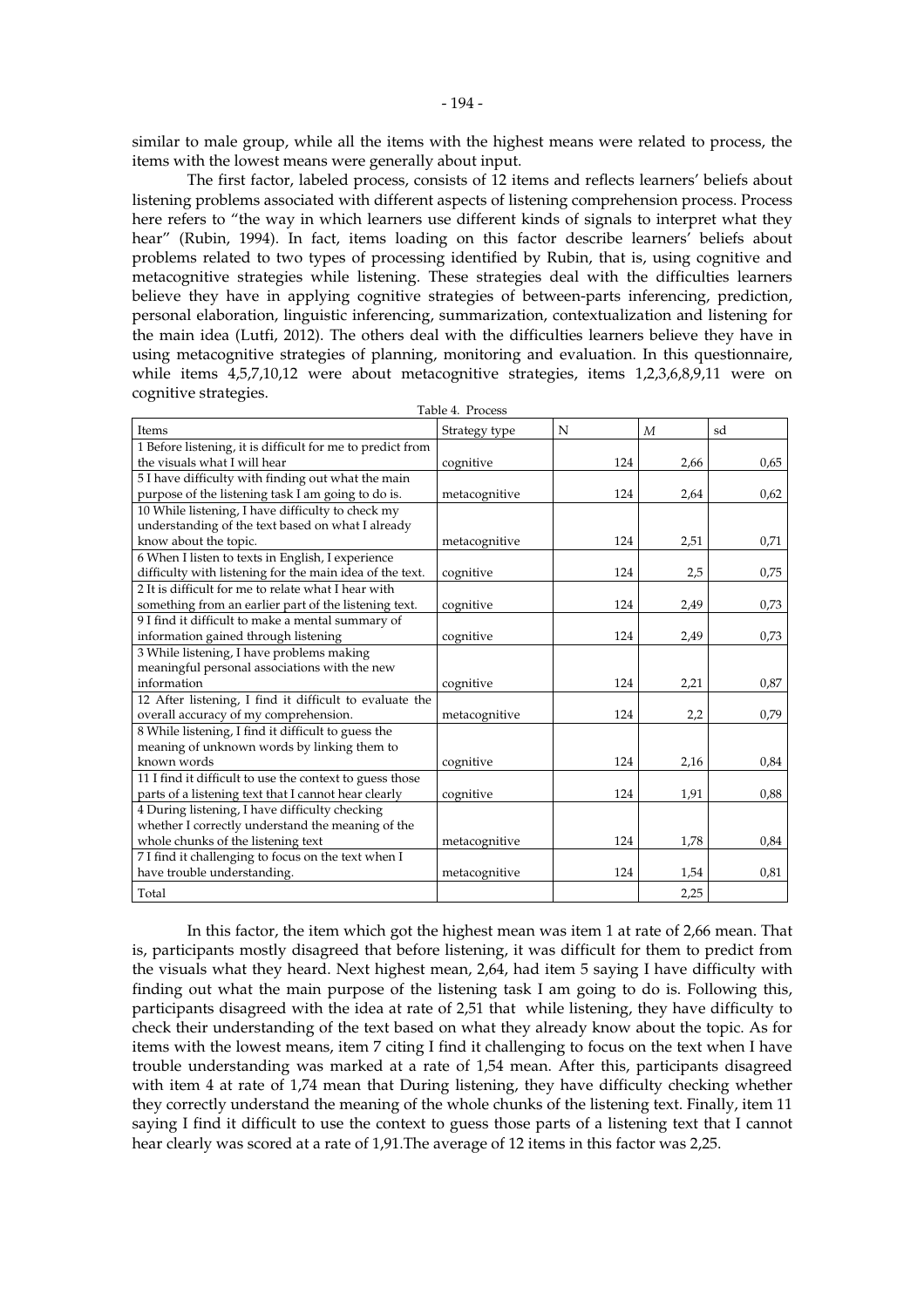similar to male group, while all the items with the highest means were related to process, the items with the lowest means were generally about input.

The first factor, labeled process, consists of 12 items and reflects learners' beliefs about listening problems associated with different aspects of listening comprehension process. Process here refers to "the way in which learners use different kinds of signals to interpret what they hear" (Rubin, 1994). In fact, items loading on this factor describe learners' beliefs about problems related to two types of processing identified by Rubin, that is, using cognitive and metacognitive strategies while listening. These strategies deal with the difficulties learners believe they have in applying cognitive strategies of between-parts inferencing, prediction, personal elaboration, linguistic inferencing, summarization, contextualization and listening for the main idea (Lutfi, 2012). The others deal with the difficulties learners believe they have in using metacognitive strategies of planning, monitoring and evaluation. In this questionnaire, while items 4,5,7,10,12 were about metacognitive strategies, items 1,2,3,6,8,9,11 were on cognitive strategies.

Table 4. Process

| Items | Strategy type | N | *M* | sd |
|---|---|---|---|---|
| 1 Before listening, it is difficult for me to predict from the visuals what I will hear | cognitive | 124 | 2,66 | 0,65 |
| 5 I have difficulty with finding out what the main purpose of the listening task I am going to do is. | metacognitive | 124 | 2,64 | 0,62 |
| 10 While listening, I have difficulty to check my understanding of the text based on what I already know about the topic. | metacognitive | 124 | 2,51 | 0,71 |
| 6 When I listen to texts in English, I experience difficulty with listening for the main idea of the text. | cognitive | 124 | 2,5 | 0,75 |
| 2 It is difficult for me to relate what I hear with something from an earlier part of the listening text. | cognitive | 124 | 2,49 | 0,73 |
| 9 I find it difficult to make a mental summary of information gained through listening | cognitive | 124 | 2,49 | 0,73 |
| 3 While listening, I have problems making meaningful personal associations with the new information | cognitive | 124 | 2,21 | 0,87 |
| 12 After listening, I find it difficult to evaluate the overall accuracy of my comprehension. | metacognitive | 124 | 2,2 | 0,79 |
| 8 While listening, I find it difficult to guess the meaning of unknown words by linking them to known words | cognitive | 124 | 2,16 | 0,84 |
| 11 I find it difficult to use the context to guess those parts of a listening text that I cannot hear clearly | cognitive | 124 | 1,91 | 0,88 |
| 4 During listening, I have difficulty checking whether I correctly understand the meaning of the whole chunks of the listening text | metacognitive | 124 | 1,78 | 0,84 |
| 7 I find it challenging to focus on the text when I have trouble understanding. | metacognitive | 124 | 1,54 | 0,81 |
| Total | | | 2,25 | |

In this factor, the item which got the highest mean was item 1 at rate of 2,66 mean. That is, participants mostly disagreed that before listening, it was difficult for them to predict from the visuals what they heard. Next highest mean, 2,64, had item 5 saying I have difficulty with finding out what the main purpose of the listening task I am going to do is. Following this, participants disagreed with the idea at rate of 2,51 that while listening, they have difficulty to check their understanding of the text based on what they already know about the topic. As for items with the lowest means, item 7 citing I find it challenging to focus on the text when I have trouble understanding was marked at a rate of 1,54 mean. After this, participants disagreed with item 4 at rate of 1,74 mean that During listening, they have difficulty checking whether they correctly understand the meaning of the whole chunks of the listening text. Finally, item 11 saying I find it difficult to use the context to guess those parts of a listening text that I cannot hear clearly was scored at a rate of 1,91.The average of 12 items in this factor was 2,25.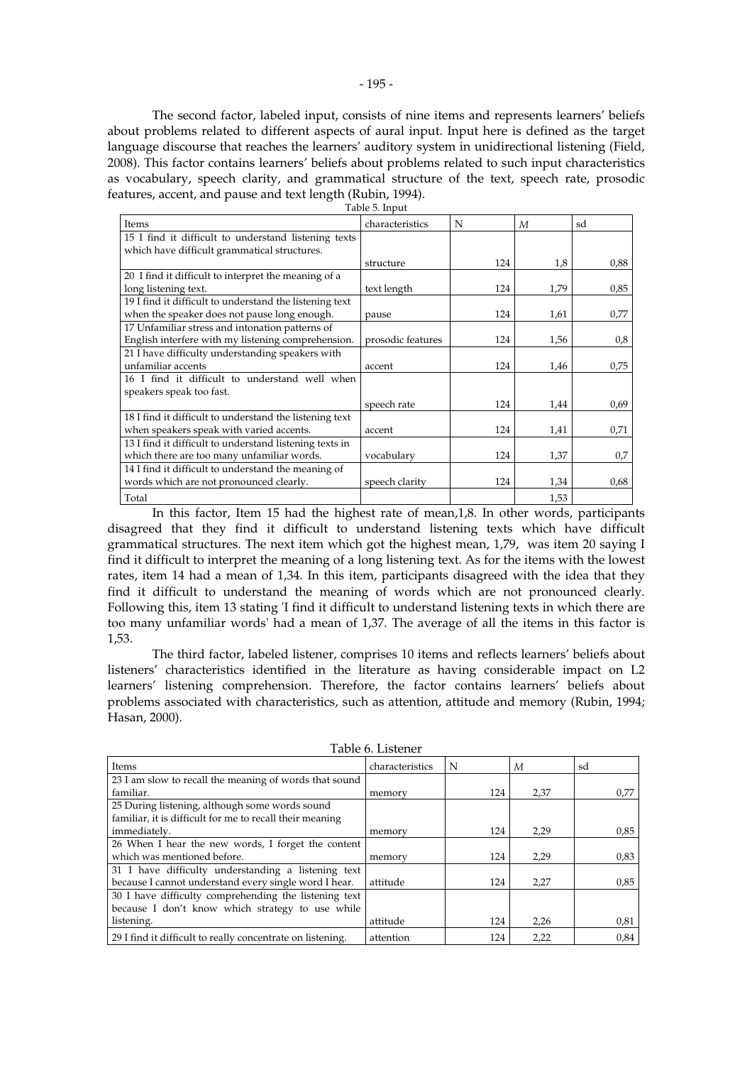The second factor, labeled input, consists of nine items and represents learners' beliefs about problems related to different aspects of aural input. Input here is defined as the target language discourse that reaches the learners' auditory system in unidirectional listening (Field, 2008). This factor contains learners' beliefs about problems related to such input characteristics as vocabulary, speech clarity, and grammatical structure of the text, speech rate, prosodic features, accent, and pause and text length (Rubin, 1994).

Table 5. Input

| Items | characteristics | N | *M* | sd |
|---|---|---|---|---|
| 15 I find it difficult to understand listening texts which have difficult grammatical structures. | structure | 124 | 1,8 | 0,88 |
| 20 I find it difficult to interpret the meaning of a long listening text. | text length | 124 | 1,79 | 0,85 |
| 19 I find it difficult to understand the listening text when the speaker does not pause long enough. | pause | 124 | 1,61 | 0,77 |
| 17 Unfamiliar stress and intonation patterns of English interfere with my listening comprehension. | prosodic features | 124 | 1,56 | 0,8 |
| 21 I have difficulty understanding speakers with unfamiliar accents | accent | 124 | 1,46 | 0,75 |
| 16 I find it difficult to understand well when speakers speak too fast. | speech rate | 124 | 1,44 | 0,69 |
| 18 I find it difficult to understand the listening text when speakers speak with varied accents. | accent | 124 | 1,41 | 0,71 |
| 13 I find it difficult to understand listening texts in which there are too many unfamiliar words. | vocabulary | 124 | 1,37 | 0,7 |
| 14 I find it difficult to understand the meaning of words which are not pronounced clearly. | speech clarity | 124 | 1,34 | 0,68 |
| Total | | | 1,53 | |

In this factor, Item 15 had the highest rate of mean,1,8. In other words, participants disagreed that they find it difficult to understand listening texts which have difficult grammatical structures. The next item which got the highest mean, 1,79, was item 20 saying I find it difficult to interpret the meaning of a long listening text. As for the items with the lowest rates, item 14 had a mean of 1,34. In this item, participants disagreed with the idea that they find it difficult to understand the meaning of words which are not pronounced clearly. Following this, item 13 stating 'I find it difficult to understand listening texts in which there are too many unfamiliar words' had a mean of 1,37. The average of all the items in this factor is 1,53.

The third factor, labeled listener, comprises 10 items and reflects learners' beliefs about listeners' characteristics identified in the literature as having considerable impact on L2 learners' listening comprehension. Therefore, the factor contains learners' beliefs about problems associated with characteristics, such as attention, attitude and memory (Rubin, 1994; Hasan, 2000).

Table 6. Listener

| Items | characteristics | N | *M* | sd |
|---|---|---|---|---|
| 23 I am slow to recall the meaning of words that sound familiar. | memory | 124 | 2,37 | 0,77 |
| 25 During listening, although some words sound familiar, it is difficult for me to recall their meaning immediately. | memory | 124 | 2,29 | 0,85 |
| 26 When I hear the new words, I forget the content which was mentioned before. | memory | 124 | 2,29 | 0,83 |
| 31 I have difficulty understanding a listening text because I cannot understand every single word I hear. | attitude | 124 | 2,27 | 0,85 |
| 30 I have difficulty comprehending the listening text because I don't know which strategy to use while listening. | attitude | 124 | 2,26 | 0,81 |
| 29 I find it difficult to really concentrate on listening. | attention | 124 | 2,22 | 0,84 |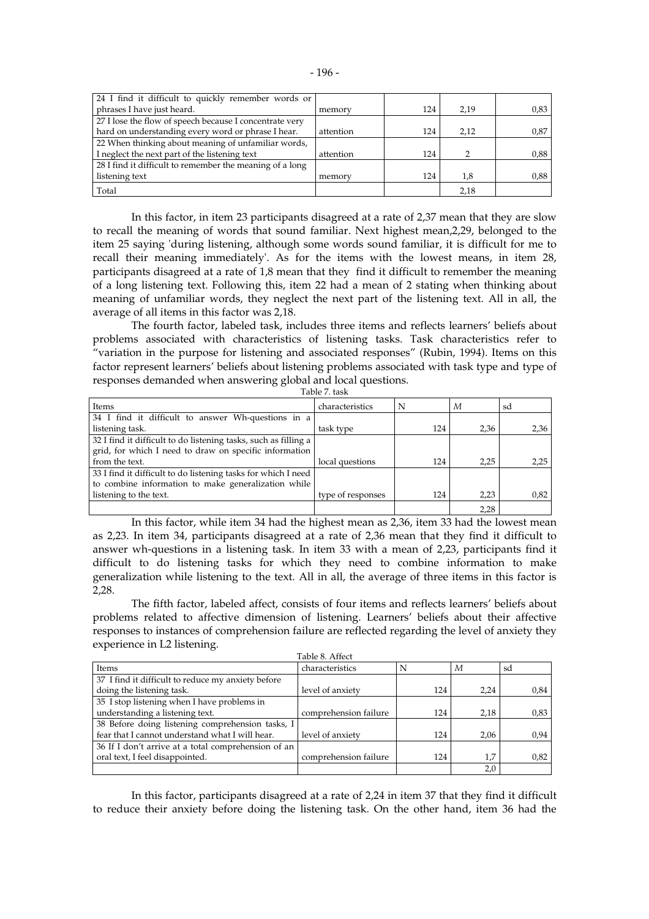| | | | | |
|---|---|---|---|---|
| 24 I find it difficult to quickly remember words or phrases I have just heard. | memory | 124 | 2,19 | 0,83 |
| 27 I lose the flow of speech because I concentrate very hard on understanding every word or phrase I hear. | attention | 124 | 2,12 | 0,87 |
| 22 When thinking about meaning of unfamiliar words, I neglect the next part of the listening text | attention | 124 | 2 | 0,88 |
| 28 I find it difficult to remember the meaning of a long listening text | memory | 124 | 1,8 | 0,88 |
| Total | | | 2,18 | |

In this factor, in item 23 participants disagreed at a rate of 2,37 mean that they are slow to recall the meaning of words that sound familiar. Next highest mean,2,29, belonged to the item 25 saying 'during listening, although some words sound familiar, it is difficult for me to recall their meaning immediately'. As for the items with the lowest means, in item 28, participants disagreed at a rate of 1,8 mean that they find it difficult to remember the meaning of a long listening text. Following this, item 22 had a mean of 2 stating when thinking about meaning of unfamiliar words, they neglect the next part of the listening text. All in all, the average of all items in this factor was 2,18.

The fourth factor, labeled task, includes three items and reflects learners' beliefs about problems associated with characteristics of listening tasks. Task characteristics refer to "variation in the purpose for listening and associated responses" (Rubin, 1994). Items on this factor represent learners' beliefs about listening problems associated with task type and type of responses demanded when answering global and local questions.

Table 7. task

| Items | characteristics | N | *M* | sd |
|---|---|---|---|---|
| 34 I find it difficult to answer Wh-questions in a listening task. | task type | 124 | 2,36 | 2,36 |
| 32 I find it difficult to do listening tasks, such as filling a grid, for which I need to draw on specific information from the text. | local questions | 124 | 2,25 | 2,25 |
| 33 I find it difficult to do listening tasks for which I need to combine information to make generalization while listening to the text. | type of responses | 124 | 2,23 | 0,82 |
| | | | 2,28 | |

In this factor, while item 34 had the highest mean as 2,36, item 33 had the lowest mean as 2,23. In item 34, participants disagreed at a rate of 2,36 mean that they find it difficult to answer wh-questions in a listening task. In item 33 with a mean of 2,23, participants find it difficult to do listening tasks for which they need to combine information to make generalization while listening to the text. All in all, the average of three items in this factor is 2,28.

The fifth factor, labeled affect, consists of four items and reflects learners' beliefs about problems related to affective dimension of listening. Learners' beliefs about their affective responses to instances of comprehension failure are reflected regarding the level of anxiety they experience in L2 listening.

Table 8. Affect

| Items | characteristics | N | *M* | sd |
|---|---|---|---|---|
| 37 I find it difficult to reduce my anxiety before doing the listening task. | level of anxiety | 124 | 2,24 | 0,84 |
| 35 I stop listening when I have problems in understanding a listening text. | comprehension failure | 124 | 2,18 | 0,83 |
| 38 Before doing listening comprehension tasks, I fear that I cannot understand what I will hear. | level of anxiety | 124 | 2,06 | 0,94 |
| 36 If I don't arrive at a total comprehension of an oral text, I feel disappointed. | comprehension failure | 124 | 1,7 | 0,82 |
| | | | 2,0 | |

In this factor, participants disagreed at a rate of 2,24 in item 37 that they find it difficult to reduce their anxiety before doing the listening task. On the other hand, item 36 had the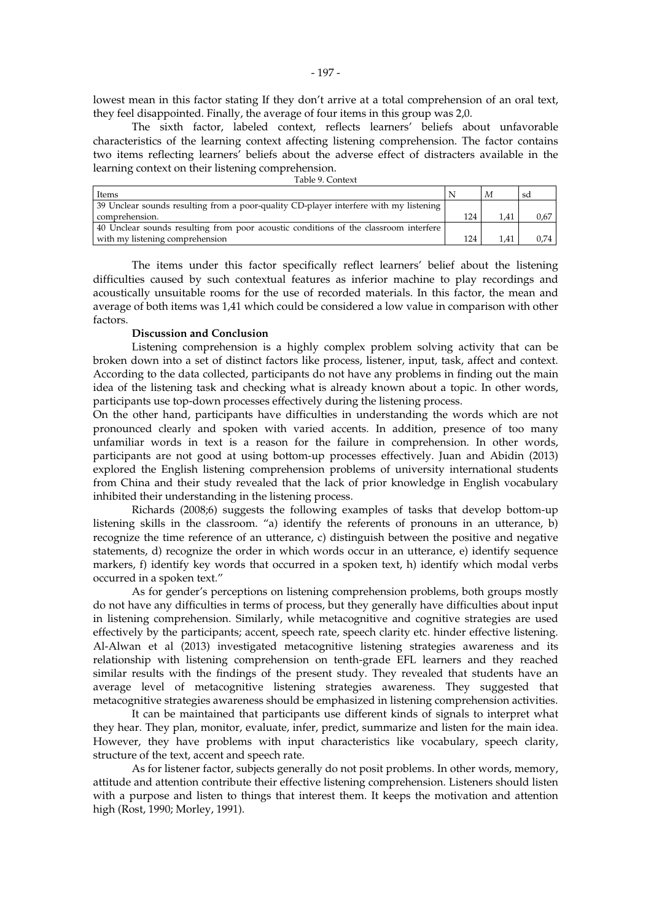lowest mean in this factor stating If they don't arrive at a total comprehension of an oral text, they feel disappointed. Finally, the average of four items in this group was 2,0.

The sixth factor, labeled context, reflects learners' beliefs about unfavorable characteristics of the learning context affecting listening comprehension. The factor contains two items reflecting learners' beliefs about the adverse effect of distracters available in the learning context on their listening comprehension.

Table 9. Context

| Items | N | *M* | sd |
|---|---|---|---|
| 39 Unclear sounds resulting from a poor-quality CD-player interfere with my listening comprehension. | 124 | 1,41 | 0,67 |
| 40 Unclear sounds resulting from poor acoustic conditions of the classroom interfere with my listening comprehension | 124 | 1,41 | 0,74 |

The items under this factor specifically reflect learners' belief about the listening difficulties caused by such contextual features as inferior machine to play recordings and acoustically unsuitable rooms for the use of recorded materials. In this factor, the mean and average of both items was 1,41 which could be considered a low value in comparison with other factors.

**Discussion and Conclusion**

Listening comprehension is a highly complex problem solving activity that can be broken down into a set of distinct factors like process, listener, input, task, affect and context. According to the data collected, participants do not have any problems in finding out the main idea of the listening task and checking what is already known about a topic. In other words, participants use top-down processes effectively during the listening process.

On the other hand, participants have difficulties in understanding the words which are not pronounced clearly and spoken with varied accents. In addition, presence of too many unfamiliar words in text is a reason for the failure in comprehension. In other words, participants are not good at using bottom-up processes effectively. Juan and Abidin (2013) explored the English listening comprehension problems of university international students from China and their study revealed that the lack of prior knowledge in English vocabulary inhibited their understanding in the listening process.

Richards (2008;6) suggests the following examples of tasks that develop bottom-up listening skills in the classroom. "a) identify the referents of pronouns in an utterance, b) recognize the time reference of an utterance, c) distinguish between the positive and negative statements, d) recognize the order in which words occur in an utterance, e) identify sequence markers, f) identify key words that occurred in a spoken text, h) identify which modal verbs occurred in a spoken text."

As for gender's perceptions on listening comprehension problems, both groups mostly do not have any difficulties in terms of process, but they generally have difficulties about input in listening comprehension. Similarly, while metacognitive and cognitive strategies are used effectively by the participants; accent, speech rate, speech clarity etc. hinder effective listening. Al-Alwan et al (2013) investigated metacognitive listening strategies awareness and its relationship with listening comprehension on tenth-grade EFL learners and they reached similar results with the findings of the present study. They revealed that students have an average level of metacognitive listening strategies awareness. They suggested that metacognitive strategies awareness should be emphasized in listening comprehension activities.

It can be maintained that participants use different kinds of signals to interpret what they hear. They plan, monitor, evaluate, infer, predict, summarize and listen for the main idea. However, they have problems with input characteristics like vocabulary, speech clarity, structure of the text, accent and speech rate.

As for listener factor, subjects generally do not posit problems. In other words, memory, attitude and attention contribute their effective listening comprehension. Listeners should listen with a purpose and listen to things that interest them. It keeps the motivation and attention high (Rost, 1990; Morley, 1991).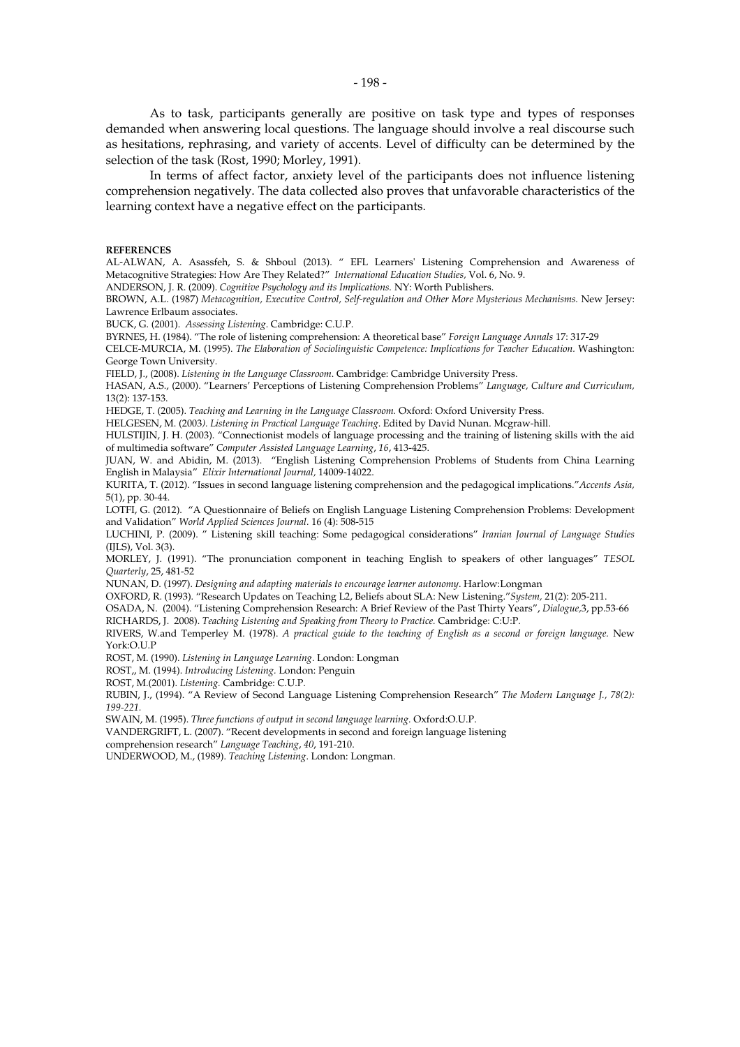As to task, participants generally are positive on task type and types of responses demanded when answering local questions. The language should involve a real discourse such as hesitations, rephrasing, and variety of accents. Level of difficulty can be determined by the selection of the task (Rost, 1990; Morley, 1991).

In terms of affect factor, anxiety level of the participants does not influence listening comprehension negatively. The data collected also proves that unfavorable characteristics of the learning context have a negative effect on the participants.

**REFERENCES**

AL-ALWAN, A. Asassfeh, S. & Shboul (2013). " EFL Learners' Listening Comprehension and Awareness of Metacognitive Strategies: How Are They Related?" *International Education Studies,* Vol. 6, No. 9.

ANDERSON, J. R. (2009). *Cognitive Psychology and its Implications.* NY: Worth Publishers.

BROWN, A.L. (1987) *Metacognition, Executive Control, Self-regulation and Other More Mysterious Mechanisms.* New Jersey: Lawrence Erlbaum associates.

BUCK, G. (2001). *Assessing Listening*. Cambridge: C.U.P.

BYRNES, H. (1984). "The role of listening comprehension: A theoretical base" *Foreign Language Annals* 17: 317-29

CELCE-MURCIA, M. (1995). *The Elaboration of Sociolinguistic Competence: Implications for Teacher Education.* Washington: George Town University.

FIELD, J., (2008). *Listening in the Language Classroom.* Cambridge: Cambridge University Press.

HASAN, A.S., (2000). "Learners' Perceptions of Listening Comprehension Problems" *Language, Culture and Curriculum,* 13(2): 137-153.

HEDGE, T. (2005). *Teaching and Learning in the Language Classroom.* Oxford: Oxford University Press.

HELGESEN, M. (2003*). Listening in Practical Language Teaching*. Edited by David Nunan. Mcgraw-hill.

HULSTIJIN, J. H. (2003). "Connectionist models of language processing and the training of listening skills with the aid of multimedia software" *Computer Assisted Language Learning*, *16*, 413-425.

JUAN, W. and Abidin, M. (2013). "English Listening Comprehension Problems of Students from China Learning English in Malaysia" *Elixir International Journal,* 14009-14022.

KURITA, T. (2012). "Issues in second language listening comprehension and the pedagogical implications."*Accents Asia,* 5(1), pp. 30-44.

LOTFI, G. (2012). "A Questionnaire of Beliefs on English Language Listening Comprehension Problems: Development and Validation" *World Applied Sciences Journal.* 16 (4): 508-515

LUCHINI, P. (2009). " Listening skill teaching: Some pedagogical considerations" *Iranian Journal of Language Studies* (IJLS), Vol. 3(3).

MORLEY, J. (1991). "The pronunciation component in teaching English to speakers of other languages" *TESOL Quarterly*, 25, 481-52

NUNAN, D. (1997). *Designing and adapting materials to encourage learner autonomy.* Harlow:Longman

OXFORD, R. (1993). "Research Updates on Teaching L2, Beliefs about SLA: New Listening."*System,* 21(2): 205-211.

OSADA, N. (2004). "Listening Comprehension Research: A Brief Review of the Past Thirty Years", *Dialogue,*3, pp.53-66

RICHARDS, J. 2008). *Teaching Listening and Speaking from Theory to Practice.* Cambridge: C:U:P.

RIVERS, W.and Temperley M. (1978). *A practical guide to the teaching of English as a second or foreign language.* New York:O.U.P

ROST, M. (1990). *Listening in Language Learning*. London: Longman

ROST,, M. (1994). *Introducing Listening.* London: Penguin

ROST, M.(2001). *Listening.* Cambridge: C.U.P.

RUBIN, J., (1994). "A Review of Second Language Listening Comprehension Research" *The Modern Language J., 78(2): 199-221.*

SWAIN, M. (1995). *Three functions of output in second language learning.* Oxford:O.U.P.

VANDERGRIFT, L. (2007). "Recent developments in second and foreign language listening comprehension research" *Language Teaching*, *40*, 191-210.

UNDERWOOD, M., (1989). *Teaching Listening*. London: Longman.